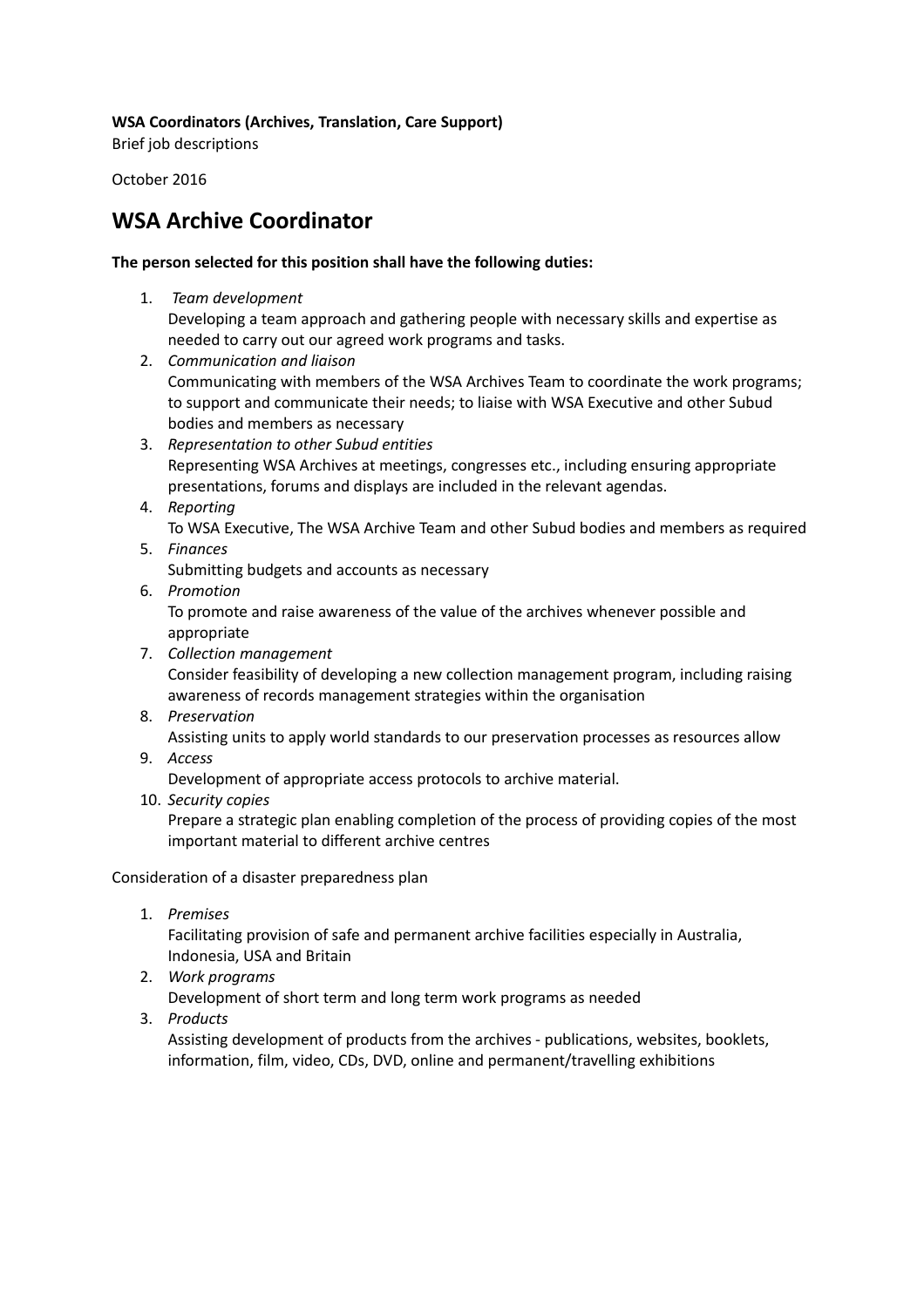**WSA Coordinators (Archives, Translation, Care Support)**

Brief job descriptions

October 2016

# WSA Archive Coordinator

**The person selected for this position shall have the following duties:**

1. *Team development*
   Developing a team approach and gathering people with necessary skills and expertise as needed to carry out our agreed work programs and tasks.
2. *Communication and liaison*
   Communicating with members of the WSA Archives Team to coordinate the work programs; to support and communicate their needs; to liaise with WSA Executive and other Subud bodies and members as necessary
3. *Representation to other Subud entities*
   Representing WSA Archives at meetings, congresses etc., including ensuring appropriate presentations, forums and displays are included in the relevant agendas.
4. *Reporting*
   To WSA Executive, The WSA Archive Team and other Subud bodies and members as required
5. *Finances*
   Submitting budgets and accounts as necessary
6. *Promotion*
   To promote and raise awareness of the value of the archives whenever possible and appropriate
7. *Collection management*
   Consider feasibility of developing a new collection management program, including raising awareness of records management strategies within the organisation
8. *Preservation*
   Assisting units to apply world standards to our preservation processes as resources allow
9. *Access*
   Development of appropriate access protocols to archive material.
10. *Security copies*
    Prepare a strategic plan enabling completion of the process of providing copies of the most important material to different archive centres

Consideration of a disaster preparedness plan

1. *Premises*
   Facilitating provision of safe and permanent archive facilities especially in Australia, Indonesia, USA and Britain
2. *Work programs*
   Development of short term and long term work programs as needed
3. *Products*
   Assisting development of products from the archives - publications, websites, booklets, information, film, video, CDs, DVD, online and permanent/travelling exhibitions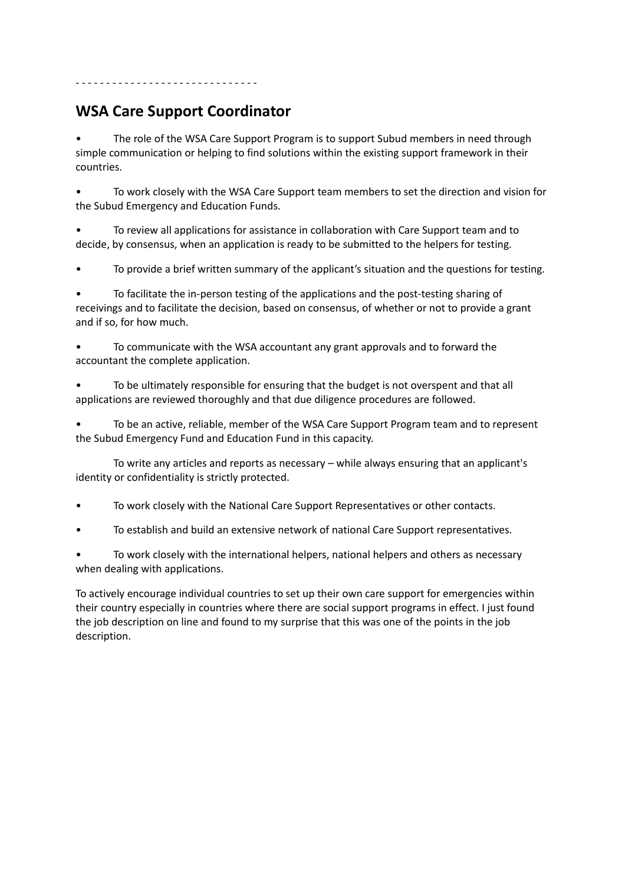- - - - - - - - - - - - - - - - - - - - - - - - - - - - - -

## WSA Care Support Coordinator

- The role of the WSA Care Support Program is to support Subud members in need through simple communication or helping to find solutions within the existing support framework in their countries.

- To work closely with the WSA Care Support team members to set the direction and vision for the Subud Emergency and Education Funds.

- To review all applications for assistance in collaboration with Care Support team and to decide, by consensus, when an application is ready to be submitted to the helpers for testing.

- To provide a brief written summary of the applicant's situation and the questions for testing.

- To facilitate the in-person testing of the applications and the post-testing sharing of receivings and to facilitate the decision, based on consensus, of whether or not to provide a grant and if so, for how much.

- To communicate with the WSA accountant any grant approvals and to forward the accountant the complete application.

- To be ultimately responsible for ensuring that the budget is not overspent and that all applications are reviewed thoroughly and that due diligence procedures are followed.

- To be an active, reliable, member of the WSA Care Support Program team and to represent the Subud Emergency Fund and Education Fund in this capacity.

  To write any articles and reports as necessary – while always ensuring that an applicant's identity or confidentiality is strictly protected.

- To work closely with the National Care Support Representatives or other contacts.

- To establish and build an extensive network of national Care Support representatives.

- To work closely with the international helpers, national helpers and others as necessary when dealing with applications.

To actively encourage individual countries to set up their own care support for emergencies within their country especially in countries where there are social support programs in effect. I just found the job description on line and found to my surprise that this was one of the points in the job description.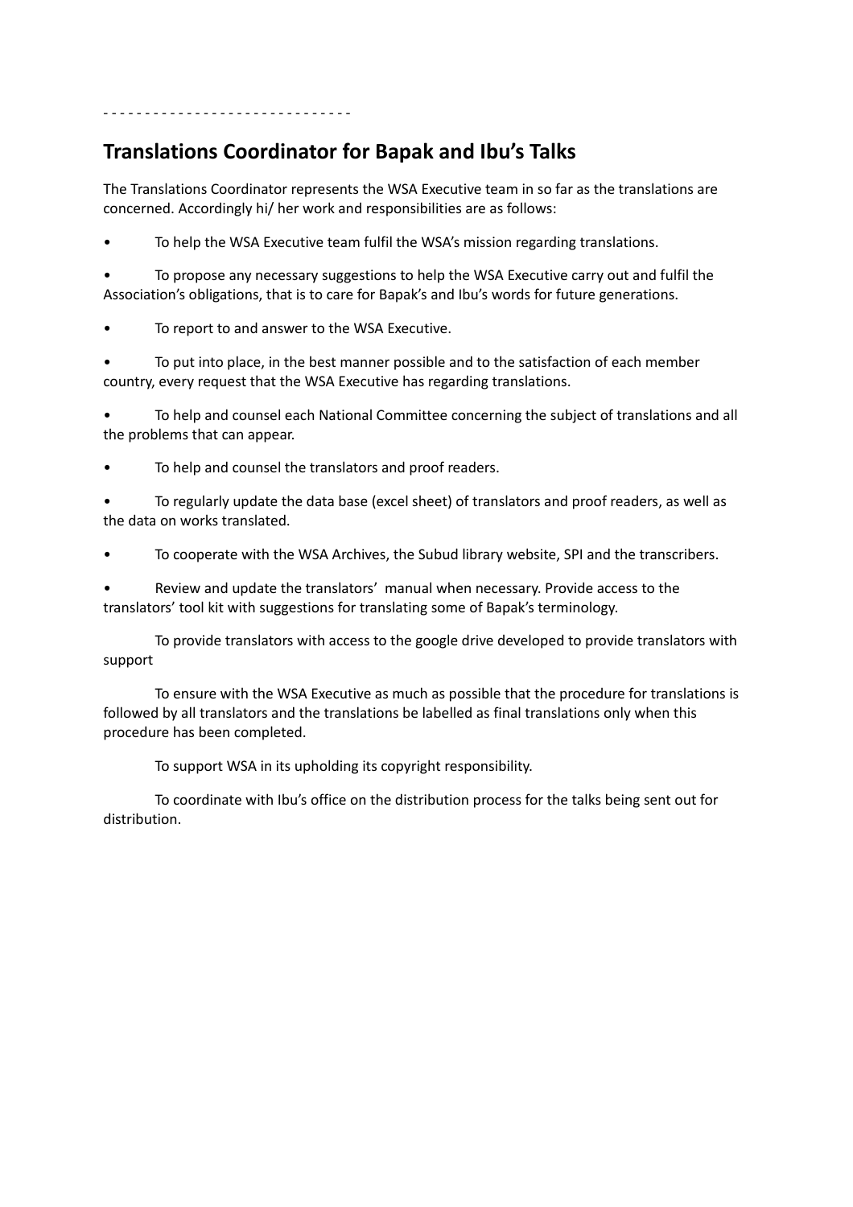- - - - - - - - - - - - - - - - - - - - - - - - - - - - - -

## Translations Coordinator for Bapak and Ibu's Talks

The Translations Coordinator represents the WSA Executive team in so far as the translations are concerned. Accordingly hi/ her work and responsibilities are as follows:

- To help the WSA Executive team fulfil the WSA's mission regarding translations.
- To propose any necessary suggestions to help the WSA Executive carry out and fulfil the Association's obligations, that is to care for Bapak's and Ibu's words for future generations.
- To report to and answer to the WSA Executive.
- To put into place, in the best manner possible and to the satisfaction of each member country, every request that the WSA Executive has regarding translations.
- To help and counsel each National Committee concerning the subject of translations and all the problems that can appear.
- To help and counsel the translators and proof readers.
- To regularly update the data base (excel sheet) of translators and proof readers, as well as the data on works translated.
- To cooperate with the WSA Archives, the Subud library website, SPI and the transcribers.
- Review and update the translators' manual when necessary. Provide access to the translators' tool kit with suggestions for translating some of Bapak's terminology.

To provide translators with access to the google drive developed to provide translators with support

To ensure with the WSA Executive as much as possible that the procedure for translations is followed by all translators and the translations be labelled as final translations only when this procedure has been completed.

To support WSA in its upholding its copyright responsibility.

To coordinate with Ibu's office on the distribution process for the talks being sent out for distribution.